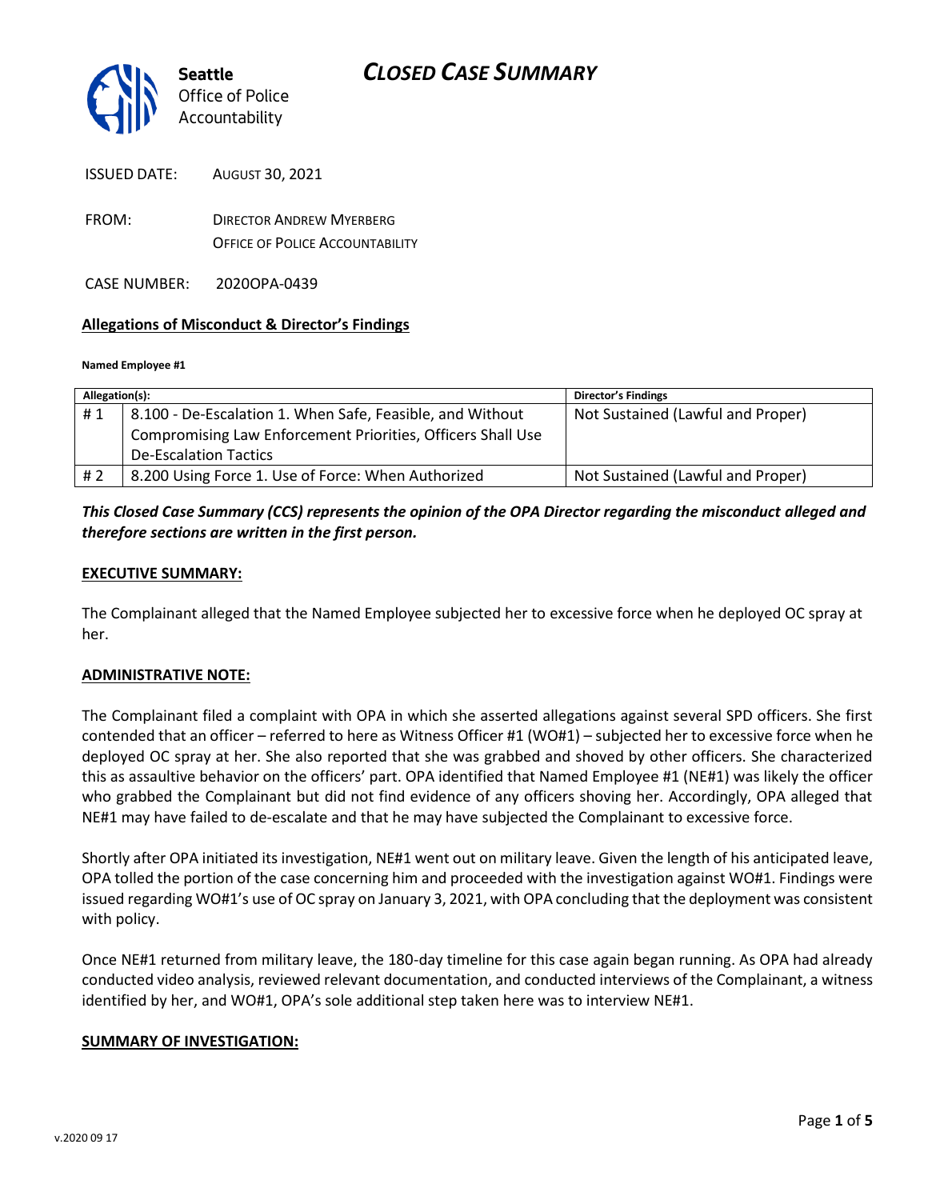**Seattle** Office of Police Accountability

# *CLOSED CASE SUMMARY*

ISSUED DATE: AUGUST 30, 2021

FROM: DIRECTOR ANDREW MYERBERG
OFFICE OF POLICE ACCOUNTABILITY

CASE NUMBER: 2020OPA-0439

## Allegations of Misconduct & Director's Findings

**Named Employee #1**

| Allegation(s): | | Director's Findings |
|---|---|---|
| # 1 | 8.100 - De-Escalation 1. When Safe, Feasible, and Without Compromising Law Enforcement Priorities, Officers Shall Use De-Escalation Tactics | Not Sustained (Lawful and Proper) |
| # 2 | 8.200 Using Force 1. Use of Force: When Authorized | Not Sustained (Lawful and Proper) |

***This Closed Case Summary (CCS) represents the opinion of the OPA Director regarding the misconduct alleged and therefore sections are written in the first person.***

## EXECUTIVE SUMMARY:

The Complainant alleged that the Named Employee subjected her to excessive force when he deployed OC spray at her.

## ADMINISTRATIVE NOTE:

The Complainant filed a complaint with OPA in which she asserted allegations against several SPD officers. She first contended that an officer – referred to here as Witness Officer #1 (WO#1) – subjected her to excessive force when he deployed OC spray at her. She also reported that she was grabbed and shoved by other officers. She characterized this as assaultive behavior on the officers' part. OPA identified that Named Employee #1 (NE#1) was likely the officer who grabbed the Complainant but did not find evidence of any officers shoving her. Accordingly, OPA alleged that NE#1 may have failed to de-escalate and that he may have subjected the Complainant to excessive force.

Shortly after OPA initiated its investigation, NE#1 went out on military leave. Given the length of his anticipated leave, OPA tolled the portion of the case concerning him and proceeded with the investigation against WO#1. Findings were issued regarding WO#1's use of OC spray on January 3, 2021, with OPA concluding that the deployment was consistent with policy.

Once NE#1 returned from military leave, the 180-day timeline for this case again began running. As OPA had already conducted video analysis, reviewed relevant documentation, and conducted interviews of the Complainant, a witness identified by her, and WO#1, OPA's sole additional step taken here was to interview NE#1.

## SUMMARY OF INVESTIGATION: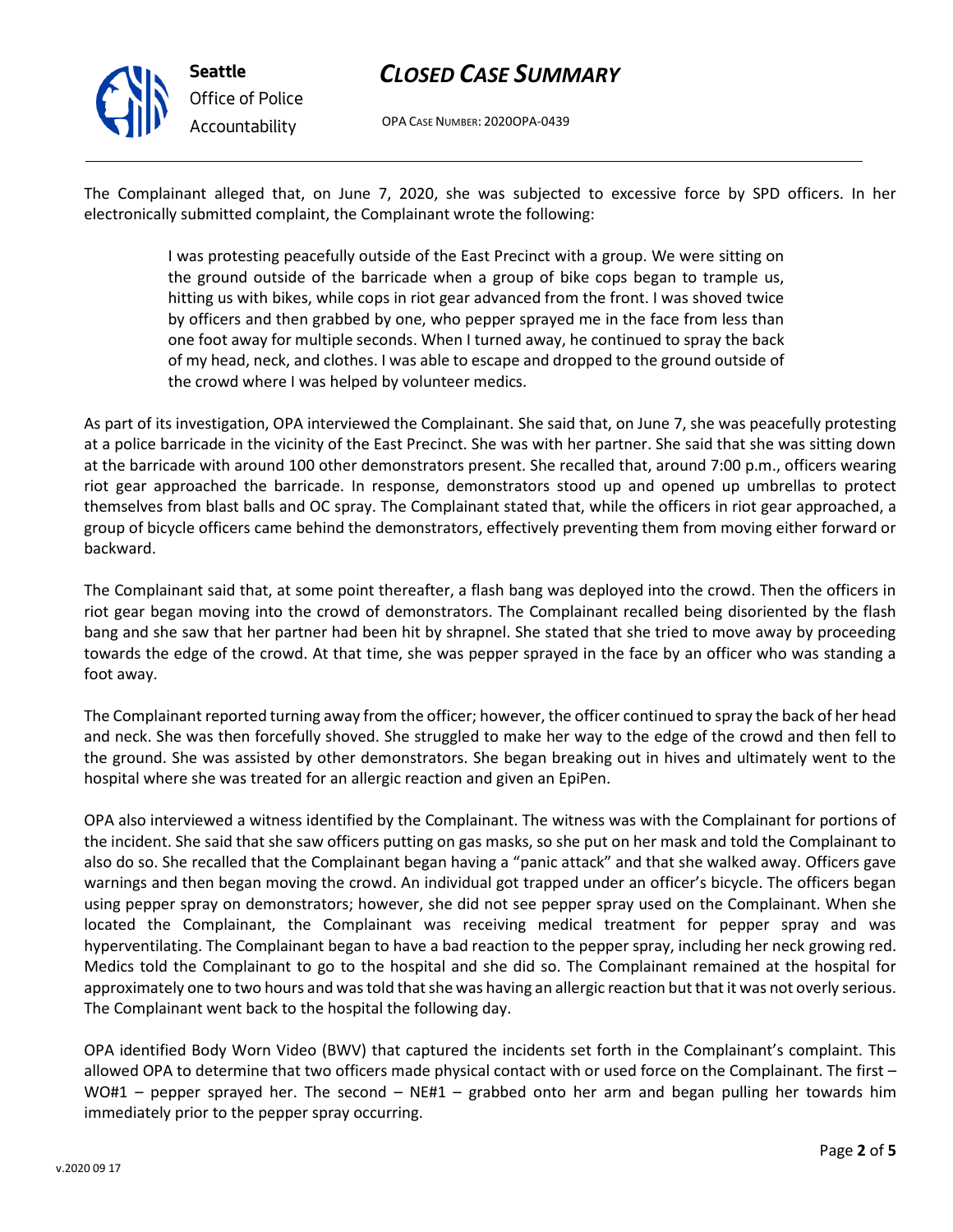The Complainant alleged that, on June 7, 2020, she was subjected to excessive force by SPD officers. In her electronically submitted complaint, the Complainant wrote the following:

> I was protesting peacefully outside of the East Precinct with a group. We were sitting on the ground outside of the barricade when a group of bike cops began to trample us, hitting us with bikes, while cops in riot gear advanced from the front. I was shoved twice by officers and then grabbed by one, who pepper sprayed me in the face from less than one foot away for multiple seconds. When I turned away, he continued to spray the back of my head, neck, and clothes. I was able to escape and dropped to the ground outside of the crowd where I was helped by volunteer medics.

As part of its investigation, OPA interviewed the Complainant. She said that, on June 7, she was peacefully protesting at a police barricade in the vicinity of the East Precinct. She was with her partner. She said that she was sitting down at the barricade with around 100 other demonstrators present. She recalled that, around 7:00 p.m., officers wearing riot gear approached the barricade. In response, demonstrators stood up and opened up umbrellas to protect themselves from blast balls and OC spray. The Complainant stated that, while the officers in riot gear approached, a group of bicycle officers came behind the demonstrators, effectively preventing them from moving either forward or backward.

The Complainant said that, at some point thereafter, a flash bang was deployed into the crowd. Then the officers in riot gear began moving into the crowd of demonstrators. The Complainant recalled being disoriented by the flash bang and she saw that her partner had been hit by shrapnel. She stated that she tried to move away by proceeding towards the edge of the crowd. At that time, she was pepper sprayed in the face by an officer who was standing a foot away.

The Complainant reported turning away from the officer; however, the officer continued to spray the back of her head and neck. She was then forcefully shoved. She struggled to make her way to the edge of the crowd and then fell to the ground. She was assisted by other demonstrators. She began breaking out in hives and ultimately went to the hospital where she was treated for an allergic reaction and given an EpiPen.

OPA also interviewed a witness identified by the Complainant. The witness was with the Complainant for portions of the incident. She said that she saw officers putting on gas masks, so she put on her mask and told the Complainant to also do so. She recalled that the Complainant began having a "panic attack" and that she walked away. Officers gave warnings and then began moving the crowd. An individual got trapped under an officer's bicycle. The officers began using pepper spray on demonstrators; however, she did not see pepper spray used on the Complainant. When she located the Complainant, the Complainant was receiving medical treatment for pepper spray and was hyperventilating. The Complainant began to have a bad reaction to the pepper spray, including her neck growing red. Medics told the Complainant to go to the hospital and she did so. The Complainant remained at the hospital for approximately one to two hours and was told that she was having an allergic reaction but that it was not overly serious. The Complainant went back to the hospital the following day.

OPA identified Body Worn Video (BWV) that captured the incidents set forth in the Complainant's complaint. This allowed OPA to determine that two officers made physical contact with or used force on the Complainant. The first – WO#1 – pepper sprayed her. The second – NE#1 – grabbed onto her arm and began pulling her towards him immediately prior to the pepper spray occurring.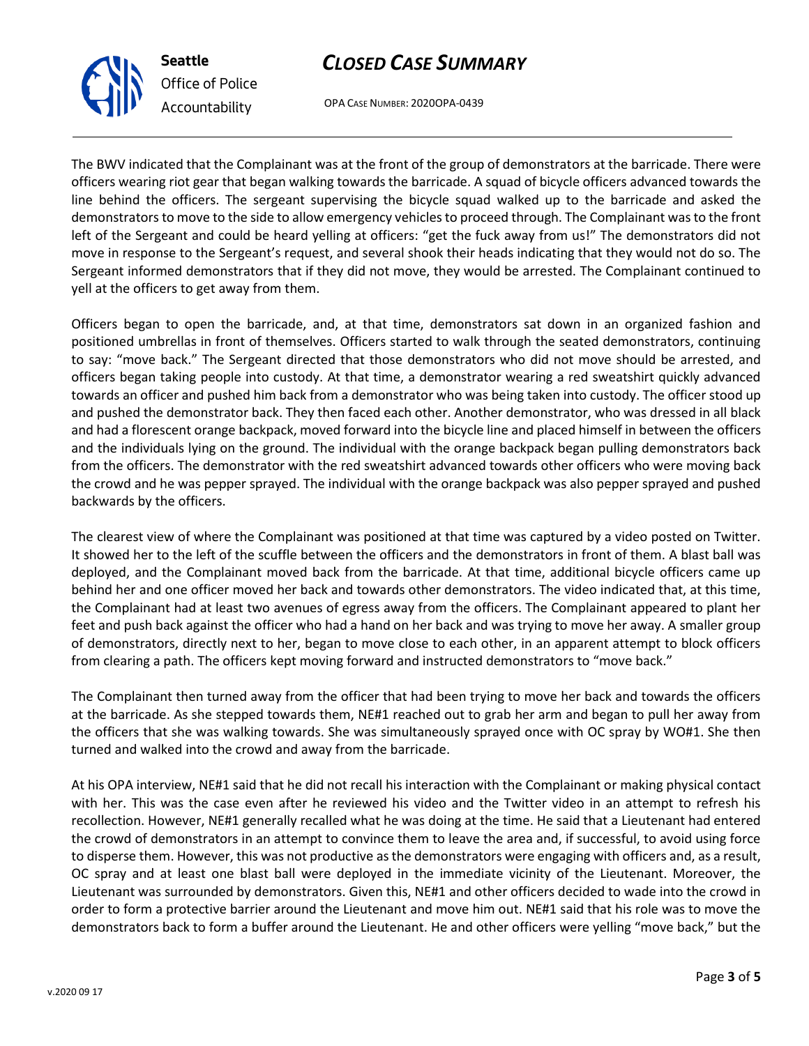The BWV indicated that the Complainant was at the front of the group of demonstrators at the barricade. There were officers wearing riot gear that began walking towards the barricade. A squad of bicycle officers advanced towards the line behind the officers. The sergeant supervising the bicycle squad walked up to the barricade and asked the demonstrators to move to the side to allow emergency vehicles to proceed through. The Complainant was to the front left of the Sergeant and could be heard yelling at officers: "get the fuck away from us!" The demonstrators did not move in response to the Sergeant's request, and several shook their heads indicating that they would not do so. The Sergeant informed demonstrators that if they did not move, they would be arrested. The Complainant continued to yell at the officers to get away from them.

Officers began to open the barricade, and, at that time, demonstrators sat down in an organized fashion and positioned umbrellas in front of themselves. Officers started to walk through the seated demonstrators, continuing to say: "move back." The Sergeant directed that those demonstrators who did not move should be arrested, and officers began taking people into custody. At that time, a demonstrator wearing a red sweatshirt quickly advanced towards an officer and pushed him back from a demonstrator who was being taken into custody. The officer stood up and pushed the demonstrator back. They then faced each other. Another demonstrator, who was dressed in all black and had a florescent orange backpack, moved forward into the bicycle line and placed himself in between the officers and the individuals lying on the ground. The individual with the orange backpack began pulling demonstrators back from the officers. The demonstrator with the red sweatshirt advanced towards other officers who were moving back the crowd and he was pepper sprayed. The individual with the orange backpack was also pepper sprayed and pushed backwards by the officers.

The clearest view of where the Complainant was positioned at that time was captured by a video posted on Twitter. It showed her to the left of the scuffle between the officers and the demonstrators in front of them. A blast ball was deployed, and the Complainant moved back from the barricade. At that time, additional bicycle officers came up behind her and one officer moved her back and towards other demonstrators. The video indicated that, at this time, the Complainant had at least two avenues of egress away from the officers. The Complainant appeared to plant her feet and push back against the officer who had a hand on her back and was trying to move her away. A smaller group of demonstrators, directly next to her, began to move close to each other, in an apparent attempt to block officers from clearing a path. The officers kept moving forward and instructed demonstrators to "move back."

The Complainant then turned away from the officer that had been trying to move her back and towards the officers at the barricade. As she stepped towards them, NE#1 reached out to grab her arm and began to pull her away from the officers that she was walking towards. She was simultaneously sprayed once with OC spray by WO#1. She then turned and walked into the crowd and away from the barricade.

At his OPA interview, NE#1 said that he did not recall his interaction with the Complainant or making physical contact with her. This was the case even after he reviewed his video and the Twitter video in an attempt to refresh his recollection. However, NE#1 generally recalled what he was doing at the time. He said that a Lieutenant had entered the crowd of demonstrators in an attempt to convince them to leave the area and, if successful, to avoid using force to disperse them. However, this was not productive as the demonstrators were engaging with officers and, as a result, OC spray and at least one blast ball were deployed in the immediate vicinity of the Lieutenant. Moreover, the Lieutenant was surrounded by demonstrators. Given this, NE#1 and other officers decided to wade into the crowd in order to form a protective barrier around the Lieutenant and move him out. NE#1 said that his role was to move the demonstrators back to form a buffer around the Lieutenant. He and other officers were yelling "move back," but the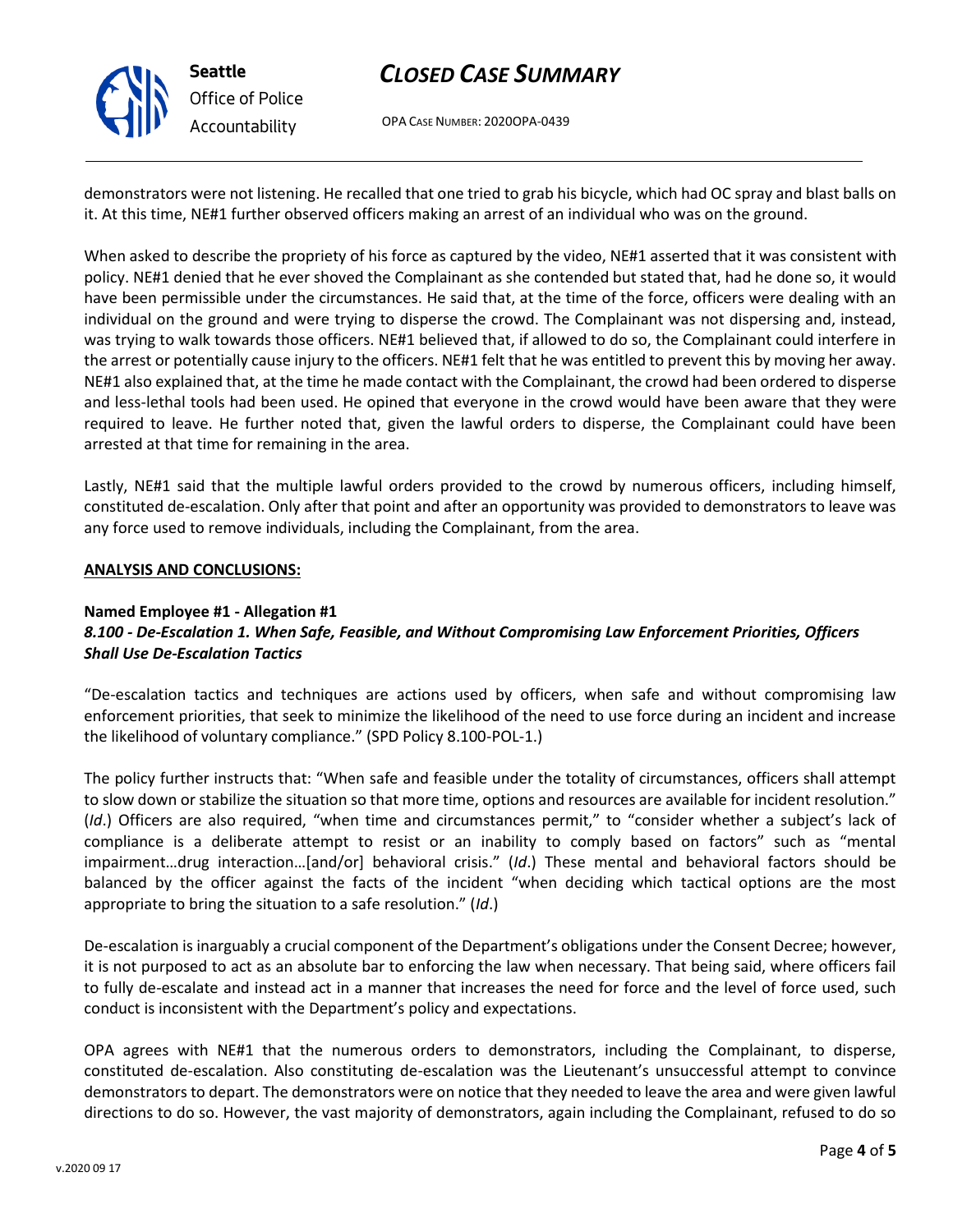demonstrators were not listening. He recalled that one tried to grab his bicycle, which had OC spray and blast balls on it. At this time, NE#1 further observed officers making an arrest of an individual who was on the ground.

When asked to describe the propriety of his force as captured by the video, NE#1 asserted that it was consistent with policy. NE#1 denied that he ever shoved the Complainant as she contended but stated that, had he done so, it would have been permissible under the circumstances. He said that, at the time of the force, officers were dealing with an individual on the ground and were trying to disperse the crowd. The Complainant was not dispersing and, instead, was trying to walk towards those officers. NE#1 believed that, if allowed to do so, the Complainant could interfere in the arrest or potentially cause injury to the officers. NE#1 felt that he was entitled to prevent this by moving her away. NE#1 also explained that, at the time he made contact with the Complainant, the crowd had been ordered to disperse and less-lethal tools had been used. He opined that everyone in the crowd would have been aware that they were required to leave. He further noted that, given the lawful orders to disperse, the Complainant could have been arrested at that time for remaining in the area.

Lastly, NE#1 said that the multiple lawful orders provided to the crowd by numerous officers, including himself, constituted de-escalation. Only after that point and after an opportunity was provided to demonstrators to leave was any force used to remove individuals, including the Complainant, from the area.

## ANALYSIS AND CONCLUSIONS:

### Named Employee #1 - Allegation #1
***8.100 - De-Escalation 1. When Safe, Feasible, and Without Compromising Law Enforcement Priorities, Officers Shall Use De-Escalation Tactics***

"De-escalation tactics and techniques are actions used by officers, when safe and without compromising law enforcement priorities, that seek to minimize the likelihood of the need to use force during an incident and increase the likelihood of voluntary compliance." (SPD Policy 8.100-POL-1.)

The policy further instructs that: "When safe and feasible under the totality of circumstances, officers shall attempt to slow down or stabilize the situation so that more time, options and resources are available for incident resolution." (*Id*.) Officers are also required, "when time and circumstances permit," to "consider whether a subject's lack of compliance is a deliberate attempt to resist or an inability to comply based on factors" such as "mental impairment…drug interaction…[and/or] behavioral crisis." (*Id*.) These mental and behavioral factors should be balanced by the officer against the facts of the incident "when deciding which tactical options are the most appropriate to bring the situation to a safe resolution." (*Id*.)

De-escalation is inarguably a crucial component of the Department's obligations under the Consent Decree; however, it is not purposed to act as an absolute bar to enforcing the law when necessary. That being said, where officers fail to fully de-escalate and instead act in a manner that increases the need for force and the level of force used, such conduct is inconsistent with the Department's policy and expectations.

OPA agrees with NE#1 that the numerous orders to demonstrators, including the Complainant, to disperse, constituted de-escalation. Also constituting de-escalation was the Lieutenant's unsuccessful attempt to convince demonstrators to depart. The demonstrators were on notice that they needed to leave the area and were given lawful directions to do so. However, the vast majority of demonstrators, again including the Complainant, refused to do so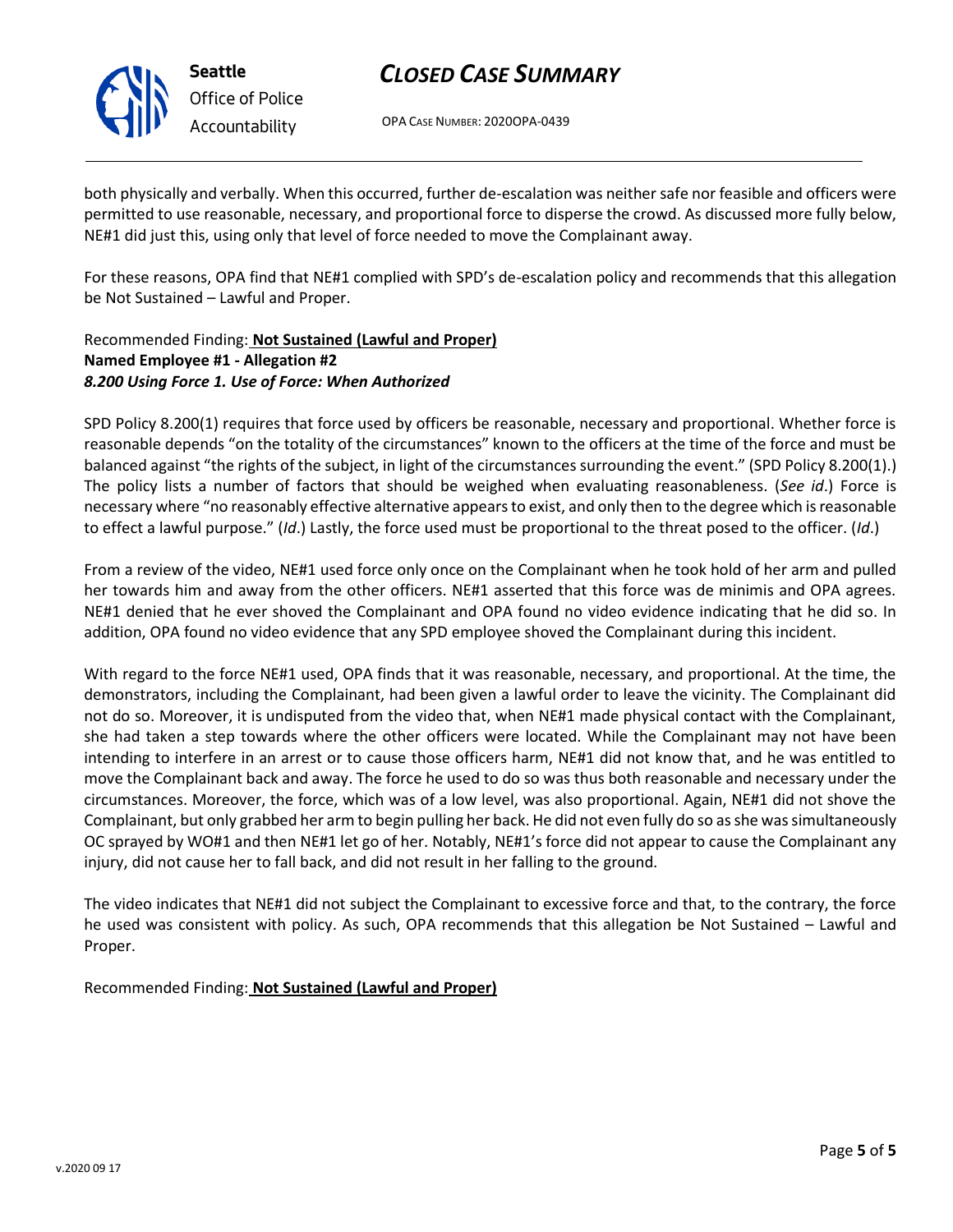both physically and verbally. When this occurred, further de-escalation was neither safe nor feasible and officers were permitted to use reasonable, necessary, and proportional force to disperse the crowd. As discussed more fully below, NE#1 did just this, using only that level of force needed to move the Complainant away.

For these reasons, OPA find that NE#1 complied with SPD's de-escalation policy and recommends that this allegation be Not Sustained – Lawful and Proper.

Recommended Finding: **Not Sustained (Lawful and Proper)**
**Named Employee #1 - Allegation #2**
***8.200 Using Force 1. Use of Force: When Authorized***

SPD Policy 8.200(1) requires that force used by officers be reasonable, necessary and proportional. Whether force is reasonable depends "on the totality of the circumstances" known to the officers at the time of the force and must be balanced against "the rights of the subject, in light of the circumstances surrounding the event." (SPD Policy 8.200(1).) The policy lists a number of factors that should be weighed when evaluating reasonableness. (*See id*.) Force is necessary where "no reasonably effective alternative appears to exist, and only then to the degree which is reasonable to effect a lawful purpose." (*Id*.) Lastly, the force used must be proportional to the threat posed to the officer. (*Id*.)

From a review of the video, NE#1 used force only once on the Complainant when he took hold of her arm and pulled her towards him and away from the other officers. NE#1 asserted that this force was de minimis and OPA agrees. NE#1 denied that he ever shoved the Complainant and OPA found no video evidence indicating that he did so. In addition, OPA found no video evidence that any SPD employee shoved the Complainant during this incident.

With regard to the force NE#1 used, OPA finds that it was reasonable, necessary, and proportional. At the time, the demonstrators, including the Complainant, had been given a lawful order to leave the vicinity. The Complainant did not do so. Moreover, it is undisputed from the video that, when NE#1 made physical contact with the Complainant, she had taken a step towards where the other officers were located. While the Complainant may not have been intending to interfere in an arrest or to cause those officers harm, NE#1 did not know that, and he was entitled to move the Complainant back and away. The force he used to do so was thus both reasonable and necessary under the circumstances. Moreover, the force, which was of a low level, was also proportional. Again, NE#1 did not shove the Complainant, but only grabbed her arm to begin pulling her back. He did not even fully do so as she was simultaneously OC sprayed by WO#1 and then NE#1 let go of her. Notably, NE#1's force did not appear to cause the Complainant any injury, did not cause her to fall back, and did not result in her falling to the ground.

The video indicates that NE#1 did not subject the Complainant to excessive force and that, to the contrary, the force he used was consistent with policy. As such, OPA recommends that this allegation be Not Sustained – Lawful and Proper.

Recommended Finding: **Not Sustained (Lawful and Proper)**